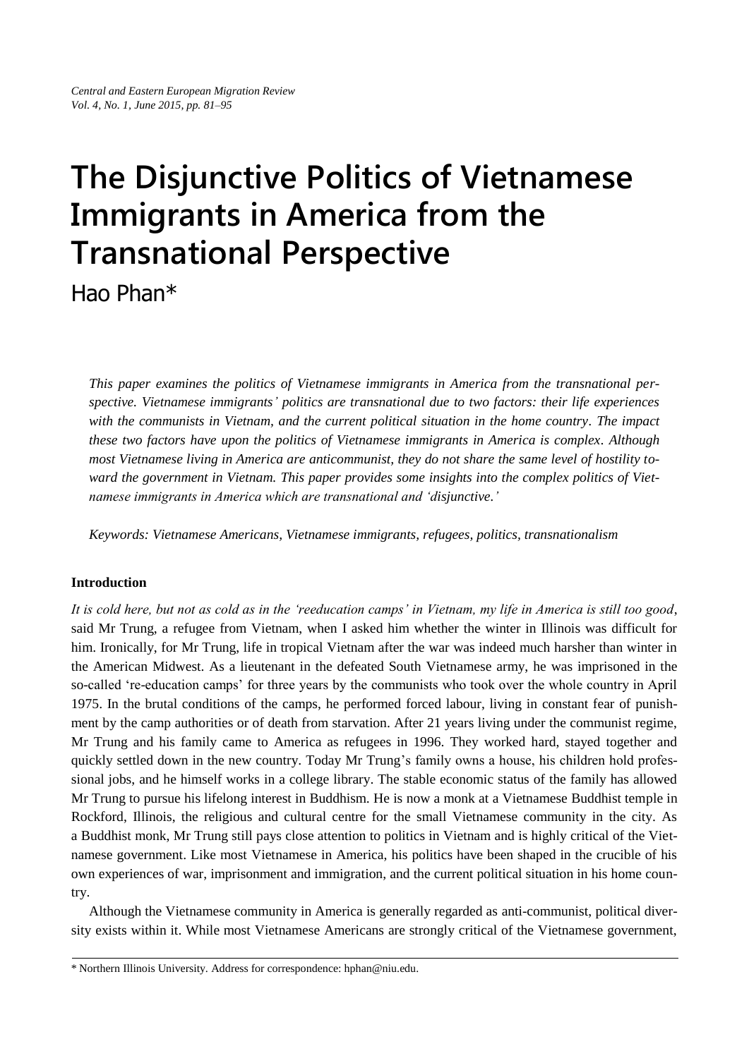# The Disjunctive Politics of Vietnamese Immigrants in America from the Transnational Perspective

Hao Phan*

*This paper examines the politics of Vietnamese immigrants in America from the transnational perspective. Vietnamese immigrants' politics are transnational due to two factors: their life experiences with the communists in Vietnam, and the current political situation in the home country. The impact these two factors have upon the politics of Vietnamese immigrants in America is complex. Although most Vietnamese living in America are anticommunist, they do not share the same level of hostility toward the government in Vietnam. This paper provides some insights into the complex politics of Vietnamese immigrants in America which are transnational and 'disjunctive.'*

*Keywords: Vietnamese Americans, Vietnamese immigrants, refugees, politics, transnationalism*

**Introduction**

*It is cold here, but not as cold as in the 'reeducation camps' in Vietnam, my life in America is still too good*, said Mr Trung, a refugee from Vietnam, when I asked him whether the winter in Illinois was difficult for him. Ironically, for Mr Trung, life in tropical Vietnam after the war was indeed much harsher than winter in the American Midwest. As a lieutenant in the defeated South Vietnamese army, he was imprisoned in the so-called 're-education camps' for three years by the communists who took over the whole country in April 1975. In the brutal conditions of the camps, he performed forced labour, living in constant fear of punishment by the camp authorities or of death from starvation. After 21 years living under the communist regime, Mr Trung and his family came to America as refugees in 1996. They worked hard, stayed together and quickly settled down in the new country. Today Mr Trung's family owns a house, his children hold professional jobs, and he himself works in a college library. The stable economic status of the family has allowed Mr Trung to pursue his lifelong interest in Buddhism. He is now a monk at a Vietnamese Buddhist temple in Rockford, Illinois, the religious and cultural centre for the small Vietnamese community in the city. As a Buddhist monk, Mr Trung still pays close attention to politics in Vietnam and is highly critical of the Vietnamese government. Like most Vietnamese in America, his politics have been shaped in the crucible of his own experiences of war, imprisonment and immigration, and the current political situation in his home country.

Although the Vietnamese community in America is generally regarded as anti-communist, political diversity exists within it. While most Vietnamese Americans are strongly critical of the Vietnamese government,

* Northern Illinois University. Address for correspondence: hphan@niu.edu.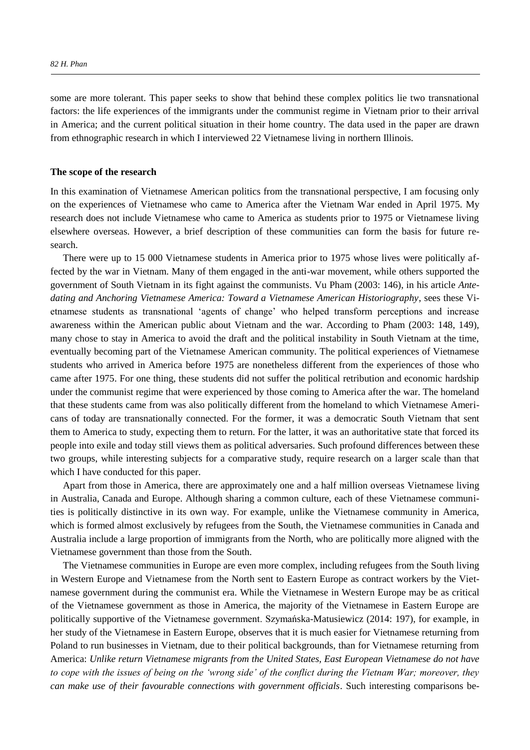some are more tolerant. This paper seeks to show that behind these complex politics lie two transnational factors: the life experiences of the immigrants under the communist regime in Vietnam prior to their arrival in America; and the current political situation in their home country. The data used in the paper are drawn from ethnographic research in which I interviewed 22 Vietnamese living in northern Illinois.

## The scope of the research

In this examination of Vietnamese American politics from the transnational perspective, I am focusing only on the experiences of Vietnamese who came to America after the Vietnam War ended in April 1975. My research does not include Vietnamese who came to America as students prior to 1975 or Vietnamese living elsewhere overseas. However, a brief description of these communities can form the basis for future research.

There were up to 15 000 Vietnamese students in America prior to 1975 whose lives were politically affected by the war in Vietnam. Many of them engaged in the anti-war movement, while others supported the government of South Vietnam in its fight against the communists. Vu Pham (2003: 146), in his article *Antedating and Anchoring Vietnamese America: Toward a Vietnamese American Historiography*, sees these Vietnamese students as transnational 'agents of change' who helped transform perceptions and increase awareness within the American public about Vietnam and the war. According to Pham (2003: 148, 149), many chose to stay in America to avoid the draft and the political instability in South Vietnam at the time, eventually becoming part of the Vietnamese American community. The political experiences of Vietnamese students who arrived in America before 1975 are nonetheless different from the experiences of those who came after 1975. For one thing, these students did not suffer the political retribution and economic hardship under the communist regime that were experienced by those coming to America after the war. The homeland that these students came from was also politically different from the homeland to which Vietnamese Americans of today are transnationally connected. For the former, it was a democratic South Vietnam that sent them to America to study, expecting them to return. For the latter, it was an authoritative state that forced its people into exile and today still views them as political adversaries. Such profound differences between these two groups, while interesting subjects for a comparative study, require research on a larger scale than that which I have conducted for this paper.

Apart from those in America, there are approximately one and a half million overseas Vietnamese living in Australia, Canada and Europe. Although sharing a common culture, each of these Vietnamese communities is politically distinctive in its own way. For example, unlike the Vietnamese community in America, which is formed almost exclusively by refugees from the South, the Vietnamese communities in Canada and Australia include a large proportion of immigrants from the North, who are politically more aligned with the Vietnamese government than those from the South.

The Vietnamese communities in Europe are even more complex, including refugees from the South living in Western Europe and Vietnamese from the North sent to Eastern Europe as contract workers by the Vietnamese government during the communist era. While the Vietnamese in Western Europe may be as critical of the Vietnamese government as those in America, the majority of the Vietnamese in Eastern Europe are politically supportive of the Vietnamese government. Szymańska-Matusiewicz (2014: 197), for example, in her study of the Vietnamese in Eastern Europe, observes that it is much easier for Vietnamese returning from Poland to run businesses in Vietnam, due to their political backgrounds, than for Vietnamese returning from America: *Unlike return Vietnamese migrants from the United States, East European Vietnamese do not have to cope with the issues of being on the 'wrong side' of the conflict during the Vietnam War; moreover, they can make use of their favourable connections with government officials*. Such interesting comparisons be-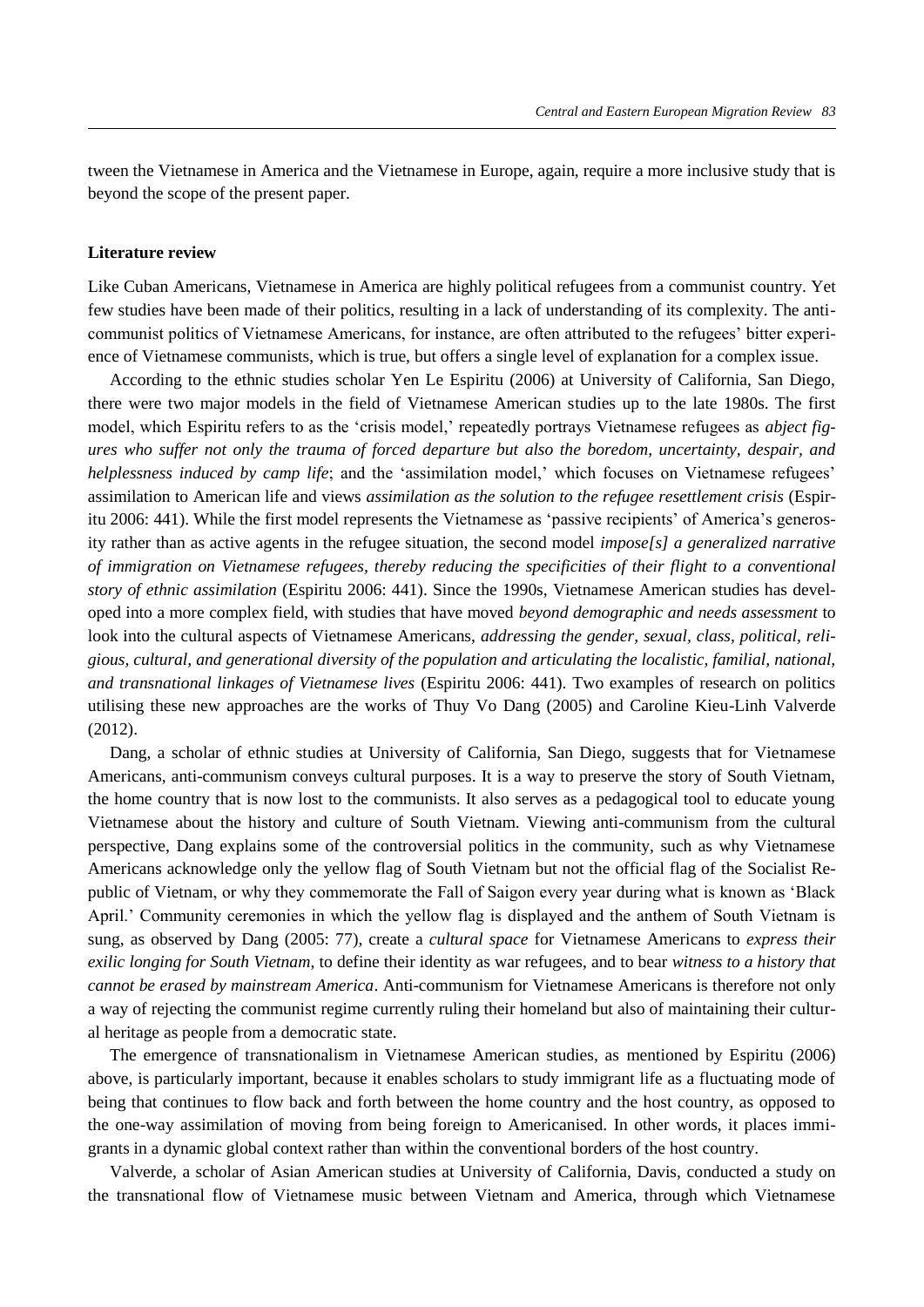tween the Vietnamese in America and the Vietnamese in Europe, again, require a more inclusive study that is beyond the scope of the present paper.

**Literature review**

Like Cuban Americans, Vietnamese in America are highly political refugees from a communist country. Yet few studies have been made of their politics, resulting in a lack of understanding of its complexity. The anti-communist politics of Vietnamese Americans, for instance, are often attributed to the refugees' bitter experience of Vietnamese communists, which is true, but offers a single level of explanation for a complex issue.

According to the ethnic studies scholar Yen Le Espiritu (2006) at University of California, San Diego, there were two major models in the field of Vietnamese American studies up to the late 1980s. The first model, which Espiritu refers to as the 'crisis model,' repeatedly portrays Vietnamese refugees as *abject figures who suffer not only the trauma of forced departure but also the boredom, uncertainty, despair, and helplessness induced by camp life*; and the 'assimilation model,' which focuses on Vietnamese refugees' assimilation to American life and views *assimilation as the solution to the refugee resettlement crisis* (Espiritu 2006: 441). While the first model represents the Vietnamese as 'passive recipients' of America's generosity rather than as active agents in the refugee situation, the second model *impose[s] a generalized narrative of immigration on Vietnamese refugees, thereby reducing the specificities of their flight to a conventional story of ethnic assimilation* (Espiritu 2006: 441). Since the 1990s, Vietnamese American studies has developed into a more complex field, with studies that have moved *beyond demographic and needs assessment* to look into the cultural aspects of Vietnamese Americans, *addressing the gender, sexual, class, political, religious, cultural, and generational diversity of the population and articulating the localistic, familial, national, and transnational linkages of Vietnamese lives* (Espiritu 2006: 441). Two examples of research on politics utilising these new approaches are the works of Thuy Vo Dang (2005) and Caroline Kieu-Linh Valverde (2012).

Dang, a scholar of ethnic studies at University of California, San Diego, suggests that for Vietnamese Americans, anti-communism conveys cultural purposes. It is a way to preserve the story of South Vietnam, the home country that is now lost to the communists. It also serves as a pedagogical tool to educate young Vietnamese about the history and culture of South Vietnam. Viewing anti-communism from the cultural perspective, Dang explains some of the controversial politics in the community, such as why Vietnamese Americans acknowledge only the yellow flag of South Vietnam but not the official flag of the Socialist Republic of Vietnam, or why they commemorate the Fall of Saigon every year during what is known as 'Black April.' Community ceremonies in which the yellow flag is displayed and the anthem of South Vietnam is sung, as observed by Dang (2005: 77), create a *cultural space* for Vietnamese Americans to *express their exilic longing for South Vietnam*, to define their identity as war refugees, and to bear *witness to a history that cannot be erased by mainstream America*. Anti-communism for Vietnamese Americans is therefore not only a way of rejecting the communist regime currently ruling their homeland but also of maintaining their cultural heritage as people from a democratic state.

The emergence of transnationalism in Vietnamese American studies, as mentioned by Espiritu (2006) above, is particularly important, because it enables scholars to study immigrant life as a fluctuating mode of being that continues to flow back and forth between the home country and the host country, as opposed to the one-way assimilation of moving from being foreign to Americanised. In other words, it places immigrants in a dynamic global context rather than within the conventional borders of the host country.

Valverde, a scholar of Asian American studies at University of California, Davis, conducted a study on the transnational flow of Vietnamese music between Vietnam and America, through which Vietnamese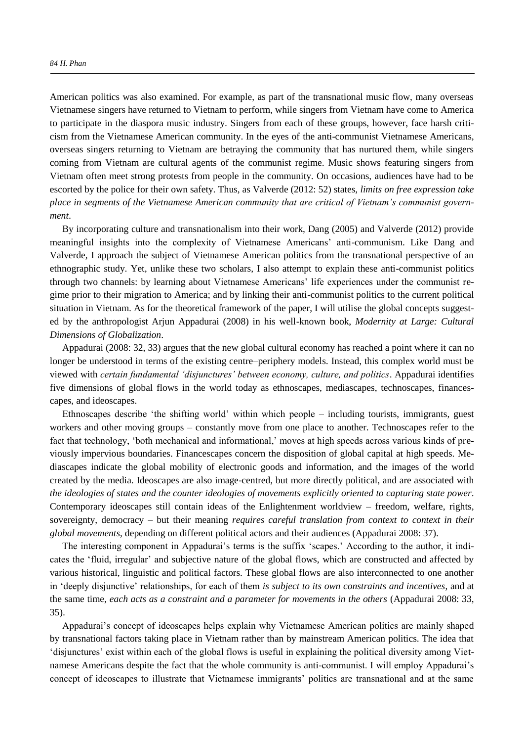American politics was also examined. For example, as part of the transnational music flow, many overseas Vietnamese singers have returned to Vietnam to perform, while singers from Vietnam have come to America to participate in the diaspora music industry. Singers from each of these groups, however, face harsh criticism from the Vietnamese American community. In the eyes of the anti-communist Vietnamese Americans, overseas singers returning to Vietnam are betraying the community that has nurtured them, while singers coming from Vietnam are cultural agents of the communist regime. Music shows featuring singers from Vietnam often meet strong protests from people in the community. On occasions, audiences have had to be escorted by the police for their own safety. Thus, as Valverde (2012: 52) states, *limits on free expression take place in segments of the Vietnamese American community that are critical of Vietnam's communist government*.

By incorporating culture and transnationalism into their work, Dang (2005) and Valverde (2012) provide meaningful insights into the complexity of Vietnamese Americans' anti-communism. Like Dang and Valverde, I approach the subject of Vietnamese American politics from the transnational perspective of an ethnographic study. Yet, unlike these two scholars, I also attempt to explain these anti-communist politics through two channels: by learning about Vietnamese Americans' life experiences under the communist regime prior to their migration to America; and by linking their anti-communist politics to the current political situation in Vietnam. As for the theoretical framework of the paper, I will utilise the global concepts suggested by the anthropologist Arjun Appadurai (2008) in his well-known book, *Modernity at Large: Cultural Dimensions of Globalization*.

Appadurai (2008: 32, 33) argues that the new global cultural economy has reached a point where it can no longer be understood in terms of the existing centre–periphery models. Instead, this complex world must be viewed with *certain fundamental 'disjunctures' between economy, culture, and politics*. Appadurai identifies five dimensions of global flows in the world today as ethnoscapes, mediascapes, technoscapes, financescapes, and ideoscapes.

Ethnoscapes describe 'the shifting world' within which people – including tourists, immigrants, guest workers and other moving groups – constantly move from one place to another. Technoscapes refer to the fact that technology, 'both mechanical and informational,' moves at high speeds across various kinds of previously impervious boundaries. Financescapes concern the disposition of global capital at high speeds. Mediascapes indicate the global mobility of electronic goods and information, and the images of the world created by the media. Ideoscapes are also image-centred, but more directly political, and are associated with *the ideologies of states and the counter ideologies of movements explicitly oriented to capturing state power*. Contemporary ideoscapes still contain ideas of the Enlightenment worldview – freedom, welfare, rights, sovereignty, democracy – but their meaning *requires careful translation from context to context in their global movements*, depending on different political actors and their audiences (Appadurai 2008: 37).

The interesting component in Appadurai's terms is the suffix 'scapes.' According to the author, it indicates the 'fluid, irregular' and subjective nature of the global flows, which are constructed and affected by various historical, linguistic and political factors. These global flows are also interconnected to one another in 'deeply disjunctive' relationships, for each of them *is subject to its own constraints and incentives*, and at the same time, *each acts as a constraint and a parameter for movements in the others* (Appadurai 2008: 33, 35).

Appadurai's concept of ideoscapes helps explain why Vietnamese American politics are mainly shaped by transnational factors taking place in Vietnam rather than by mainstream American politics. The idea that 'disjunctures' exist within each of the global flows is useful in explaining the political diversity among Vietnamese Americans despite the fact that the whole community is anti-communist. I will employ Appadurai's concept of ideoscapes to illustrate that Vietnamese immigrants' politics are transnational and at the same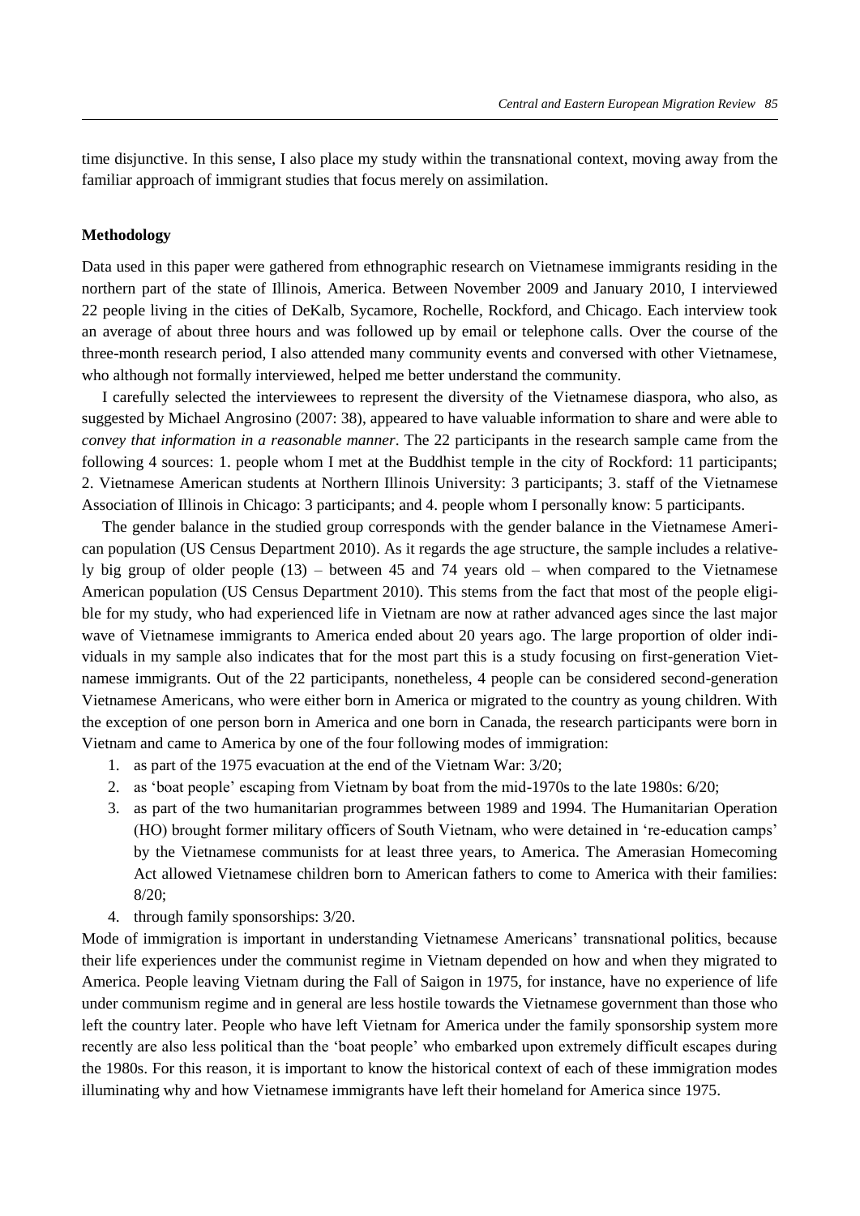time disjunctive. In this sense, I also place my study within the transnational context, moving away from the familiar approach of immigrant studies that focus merely on assimilation.

## Methodology

Data used in this paper were gathered from ethnographic research on Vietnamese immigrants residing in the northern part of the state of Illinois, America. Between November 2009 and January 2010, I interviewed 22 people living in the cities of DeKalb, Sycamore, Rochelle, Rockford, and Chicago. Each interview took an average of about three hours and was followed up by email or telephone calls. Over the course of the three-month research period, I also attended many community events and conversed with other Vietnamese, who although not formally interviewed, helped me better understand the community.

I carefully selected the interviewees to represent the diversity of the Vietnamese diaspora, who also, as suggested by Michael Angrosino (2007: 38), appeared to have valuable information to share and were able to *convey that information in a reasonable manner*. The 22 participants in the research sample came from the following 4 sources: 1. people whom I met at the Buddhist temple in the city of Rockford: 11 participants; 2. Vietnamese American students at Northern Illinois University: 3 participants; 3. staff of the Vietnamese Association of Illinois in Chicago: 3 participants; and 4. people whom I personally know: 5 participants.

The gender balance in the studied group corresponds with the gender balance in the Vietnamese American population (US Census Department 2010). As it regards the age structure, the sample includes a relatively big group of older people (13) – between 45 and 74 years old – when compared to the Vietnamese American population (US Census Department 2010). This stems from the fact that most of the people eligible for my study, who had experienced life in Vietnam are now at rather advanced ages since the last major wave of Vietnamese immigrants to America ended about 20 years ago. The large proportion of older individuals in my sample also indicates that for the most part this is a study focusing on first-generation Vietnamese immigrants. Out of the 22 participants, nonetheless, 4 people can be considered second-generation Vietnamese Americans, who were either born in America or migrated to the country as young children. With the exception of one person born in America and one born in Canada, the research participants were born in Vietnam and came to America by one of the four following modes of immigration:

1. as part of the 1975 evacuation at the end of the Vietnam War: 3/20;
2. as 'boat people' escaping from Vietnam by boat from the mid-1970s to the late 1980s: 6/20;
3. as part of the two humanitarian programmes between 1989 and 1994. The Humanitarian Operation (HO) brought former military officers of South Vietnam, who were detained in 're-education camps' by the Vietnamese communists for at least three years, to America. The Amerasian Homecoming Act allowed Vietnamese children born to American fathers to come to America with their families: 8/20;
4. through family sponsorships: 3/20.

Mode of immigration is important in understanding Vietnamese Americans' transnational politics, because their life experiences under the communist regime in Vietnam depended on how and when they migrated to America. People leaving Vietnam during the Fall of Saigon in 1975, for instance, have no experience of life under communism regime and in general are less hostile towards the Vietnamese government than those who left the country later. People who have left Vietnam for America under the family sponsorship system more recently are also less political than the 'boat people' who embarked upon extremely difficult escapes during the 1980s. For this reason, it is important to know the historical context of each of these immigration modes illuminating why and how Vietnamese immigrants have left their homeland for America since 1975.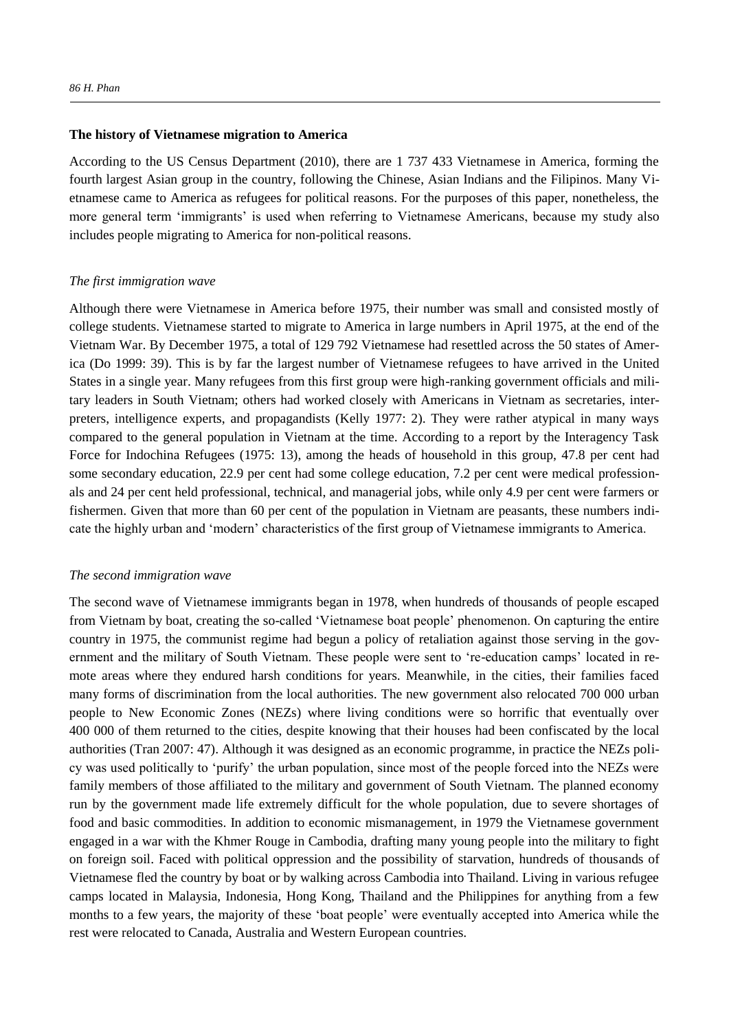## The history of Vietnamese migration to America

According to the US Census Department (2010), there are 1 737 433 Vietnamese in America, forming the fourth largest Asian group in the country, following the Chinese, Asian Indians and the Filipinos. Many Vietnamese came to America as refugees for political reasons. For the purposes of this paper, nonetheless, the more general term 'immigrants' is used when referring to Vietnamese Americans, because my study also includes people migrating to America for non-political reasons.

### *The first immigration wave*

Although there were Vietnamese in America before 1975, their number was small and consisted mostly of college students. Vietnamese started to migrate to America in large numbers in April 1975, at the end of the Vietnam War. By December 1975, a total of 129 792 Vietnamese had resettled across the 50 states of America (Do 1999: 39). This is by far the largest number of Vietnamese refugees to have arrived in the United States in a single year. Many refugees from this first group were high-ranking government officials and military leaders in South Vietnam; others had worked closely with Americans in Vietnam as secretaries, interpreters, intelligence experts, and propagandists (Kelly 1977: 2). They were rather atypical in many ways compared to the general population in Vietnam at the time. According to a report by the Interagency Task Force for Indochina Refugees (1975: 13), among the heads of household in this group, 47.8 per cent had some secondary education, 22.9 per cent had some college education, 7.2 per cent were medical professionals and 24 per cent held professional, technical, and managerial jobs, while only 4.9 per cent were farmers or fishermen. Given that more than 60 per cent of the population in Vietnam are peasants, these numbers indicate the highly urban and 'modern' characteristics of the first group of Vietnamese immigrants to America.

### *The second immigration wave*

The second wave of Vietnamese immigrants began in 1978, when hundreds of thousands of people escaped from Vietnam by boat, creating the so-called 'Vietnamese boat people' phenomenon. On capturing the entire country in 1975, the communist regime had begun a policy of retaliation against those serving in the government and the military of South Vietnam. These people were sent to 're-education camps' located in remote areas where they endured harsh conditions for years. Meanwhile, in the cities, their families faced many forms of discrimination from the local authorities. The new government also relocated 700 000 urban people to New Economic Zones (NEZs) where living conditions were so horrific that eventually over 400 000 of them returned to the cities, despite knowing that their houses had been confiscated by the local authorities (Tran 2007: 47). Although it was designed as an economic programme, in practice the NEZs policy was used politically to 'purify' the urban population, since most of the people forced into the NEZs were family members of those affiliated to the military and government of South Vietnam. The planned economy run by the government made life extremely difficult for the whole population, due to severe shortages of food and basic commodities. In addition to economic mismanagement, in 1979 the Vietnamese government engaged in a war with the Khmer Rouge in Cambodia, drafting many young people into the military to fight on foreign soil. Faced with political oppression and the possibility of starvation, hundreds of thousands of Vietnamese fled the country by boat or by walking across Cambodia into Thailand. Living in various refugee camps located in Malaysia, Indonesia, Hong Kong, Thailand and the Philippines for anything from a few months to a few years, the majority of these 'boat people' were eventually accepted into America while the rest were relocated to Canada, Australia and Western European countries.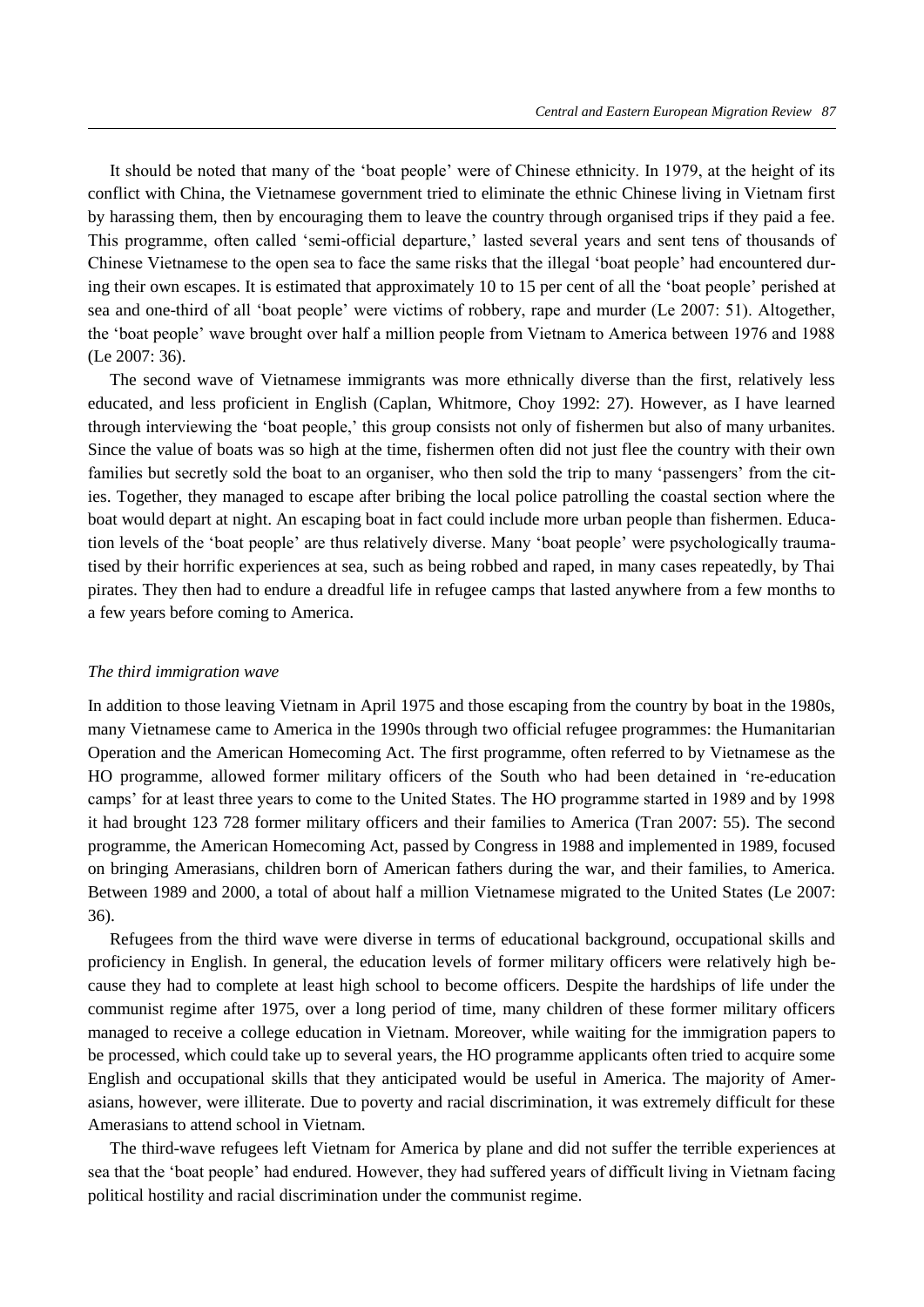It should be noted that many of the 'boat people' were of Chinese ethnicity. In 1979, at the height of its conflict with China, the Vietnamese government tried to eliminate the ethnic Chinese living in Vietnam first by harassing them, then by encouraging them to leave the country through organised trips if they paid a fee. This programme, often called 'semi-official departure,' lasted several years and sent tens of thousands of Chinese Vietnamese to the open sea to face the same risks that the illegal 'boat people' had encountered during their own escapes. It is estimated that approximately 10 to 15 per cent of all the 'boat people' perished at sea and one-third of all 'boat people' were victims of robbery, rape and murder (Le 2007: 51). Altogether, the 'boat people' wave brought over half a million people from Vietnam to America between 1976 and 1988 (Le 2007: 36).

The second wave of Vietnamese immigrants was more ethnically diverse than the first, relatively less educated, and less proficient in English (Caplan, Whitmore, Choy 1992: 27). However, as I have learned through interviewing the 'boat people,' this group consists not only of fishermen but also of many urbanites. Since the value of boats was so high at the time, fishermen often did not just flee the country with their own families but secretly sold the boat to an organiser, who then sold the trip to many 'passengers' from the cities. Together, they managed to escape after bribing the local police patrolling the coastal section where the boat would depart at night. An escaping boat in fact could include more urban people than fishermen. Education levels of the 'boat people' are thus relatively diverse. Many 'boat people' were psychologically traumatised by their horrific experiences at sea, such as being robbed and raped, in many cases repeatedly, by Thai pirates. They then had to endure a dreadful life in refugee camps that lasted anywhere from a few months to a few years before coming to America.

*The third immigration wave*

In addition to those leaving Vietnam in April 1975 and those escaping from the country by boat in the 1980s, many Vietnamese came to America in the 1990s through two official refugee programmes: the Humanitarian Operation and the American Homecoming Act. The first programme, often referred to by Vietnamese as the HO programme, allowed former military officers of the South who had been detained in 're-education camps' for at least three years to come to the United States. The HO programme started in 1989 and by 1998 it had brought 123 728 former military officers and their families to America (Tran 2007: 55). The second programme, the American Homecoming Act, passed by Congress in 1988 and implemented in 1989, focused on bringing Amerasians, children born of American fathers during the war, and their families, to America. Between 1989 and 2000, a total of about half a million Vietnamese migrated to the United States (Le 2007: 36).

Refugees from the third wave were diverse in terms of educational background, occupational skills and proficiency in English. In general, the education levels of former military officers were relatively high because they had to complete at least high school to become officers. Despite the hardships of life under the communist regime after 1975, over a long period of time, many children of these former military officers managed to receive a college education in Vietnam. Moreover, while waiting for the immigration papers to be processed, which could take up to several years, the HO programme applicants often tried to acquire some English and occupational skills that they anticipated would be useful in America. The majority of Amerasians, however, were illiterate. Due to poverty and racial discrimination, it was extremely difficult for these Amerasians to attend school in Vietnam.

The third-wave refugees left Vietnam for America by plane and did not suffer the terrible experiences at sea that the 'boat people' had endured. However, they had suffered years of difficult living in Vietnam facing political hostility and racial discrimination under the communist regime.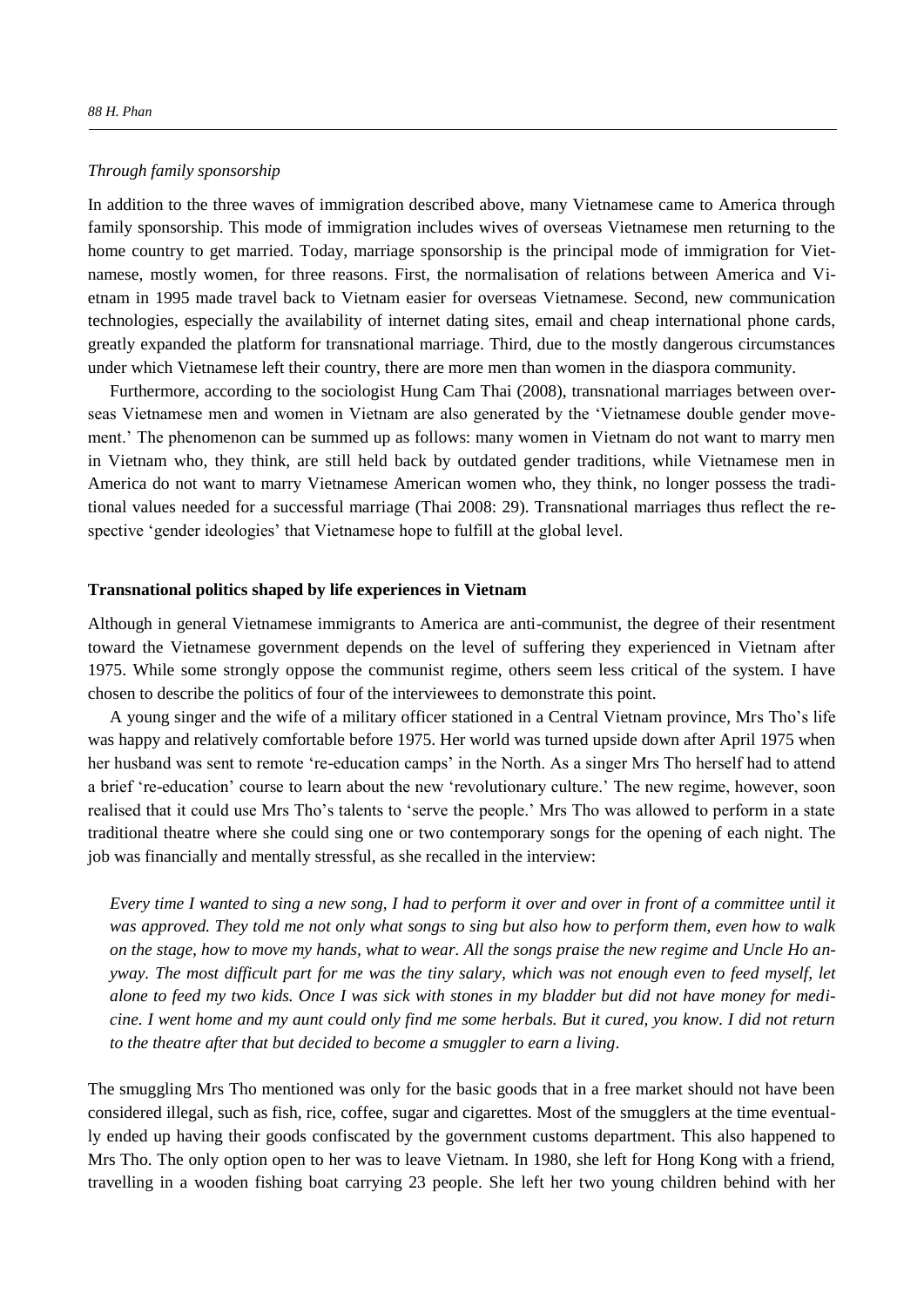*Through family sponsorship*

In addition to the three waves of immigration described above, many Vietnamese came to America through family sponsorship. This mode of immigration includes wives of overseas Vietnamese men returning to the home country to get married. Today, marriage sponsorship is the principal mode of immigration for Vietnamese, mostly women, for three reasons. First, the normalisation of relations between America and Vietnam in 1995 made travel back to Vietnam easier for overseas Vietnamese. Second, new communication technologies, especially the availability of internet dating sites, email and cheap international phone cards, greatly expanded the platform for transnational marriage. Third, due to the mostly dangerous circumstances under which Vietnamese left their country, there are more men than women in the diaspora community.

Furthermore, according to the sociologist Hung Cam Thai (2008), transnational marriages between overseas Vietnamese men and women in Vietnam are also generated by the 'Vietnamese double gender movement.' The phenomenon can be summed up as follows: many women in Vietnam do not want to marry men in Vietnam who, they think, are still held back by outdated gender traditions, while Vietnamese men in America do not want to marry Vietnamese American women who, they think, no longer possess the traditional values needed for a successful marriage (Thai 2008: 29). Transnational marriages thus reflect the respective 'gender ideologies' that Vietnamese hope to fulfill at the global level.

**Transnational politics shaped by life experiences in Vietnam**

Although in general Vietnamese immigrants to America are anti-communist, the degree of their resentment toward the Vietnamese government depends on the level of suffering they experienced in Vietnam after 1975. While some strongly oppose the communist regime, others seem less critical of the system. I have chosen to describe the politics of four of the interviewees to demonstrate this point.

A young singer and the wife of a military officer stationed in a Central Vietnam province, Mrs Tho's life was happy and relatively comfortable before 1975. Her world was turned upside down after April 1975 when her husband was sent to remote 're-education camps' in the North. As a singer Mrs Tho herself had to attend a brief 're-education' course to learn about the new 'revolutionary culture.' The new regime, however, soon realised that it could use Mrs Tho's talents to 'serve the people.' Mrs Tho was allowed to perform in a state traditional theatre where she could sing one or two contemporary songs for the opening of each night. The job was financially and mentally stressful, as she recalled in the interview:

> *Every time I wanted to sing a new song, I had to perform it over and over in front of a committee until it was approved. They told me not only what songs to sing but also how to perform them, even how to walk on the stage, how to move my hands, what to wear. All the songs praise the new regime and Uncle Ho anyway. The most difficult part for me was the tiny salary, which was not enough even to feed myself, let alone to feed my two kids. Once I was sick with stones in my bladder but did not have money for medicine. I went home and my aunt could only find me some herbals. But it cured, you know. I did not return to the theatre after that but decided to become a smuggler to earn a living.*

The smuggling Mrs Tho mentioned was only for the basic goods that in a free market should not have been considered illegal, such as fish, rice, coffee, sugar and cigarettes. Most of the smugglers at the time eventually ended up having their goods confiscated by the government customs department. This also happened to Mrs Tho. The only option open to her was to leave Vietnam. In 1980, she left for Hong Kong with a friend, travelling in a wooden fishing boat carrying 23 people. She left her two young children behind with her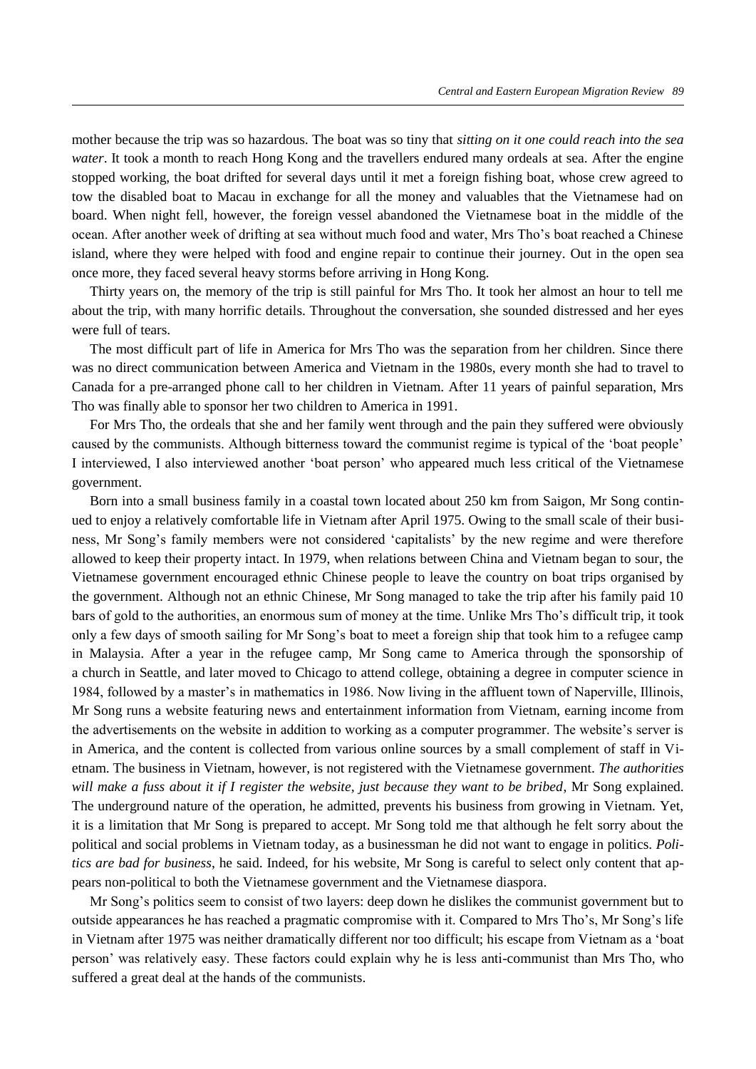mother because the trip was so hazardous. The boat was so tiny that *sitting on it one could reach into the sea water*. It took a month to reach Hong Kong and the travellers endured many ordeals at sea. After the engine stopped working, the boat drifted for several days until it met a foreign fishing boat, whose crew agreed to tow the disabled boat to Macau in exchange for all the money and valuables that the Vietnamese had on board. When night fell, however, the foreign vessel abandoned the Vietnamese boat in the middle of the ocean. After another week of drifting at sea without much food and water, Mrs Tho's boat reached a Chinese island, where they were helped with food and engine repair to continue their journey. Out in the open sea once more, they faced several heavy storms before arriving in Hong Kong.

Thirty years on, the memory of the trip is still painful for Mrs Tho. It took her almost an hour to tell me about the trip, with many horrific details. Throughout the conversation, she sounded distressed and her eyes were full of tears.

The most difficult part of life in America for Mrs Tho was the separation from her children. Since there was no direct communication between America and Vietnam in the 1980s, every month she had to travel to Canada for a pre-arranged phone call to her children in Vietnam. After 11 years of painful separation, Mrs Tho was finally able to sponsor her two children to America in 1991.

For Mrs Tho, the ordeals that she and her family went through and the pain they suffered were obviously caused by the communists. Although bitterness toward the communist regime is typical of the 'boat people' I interviewed, I also interviewed another 'boat person' who appeared much less critical of the Vietnamese government.

Born into a small business family in a coastal town located about 250 km from Saigon, Mr Song continued to enjoy a relatively comfortable life in Vietnam after April 1975. Owing to the small scale of their business, Mr Song's family members were not considered 'capitalists' by the new regime and were therefore allowed to keep their property intact. In 1979, when relations between China and Vietnam began to sour, the Vietnamese government encouraged ethnic Chinese people to leave the country on boat trips organised by the government. Although not an ethnic Chinese, Mr Song managed to take the trip after his family paid 10 bars of gold to the authorities, an enormous sum of money at the time. Unlike Mrs Tho's difficult trip, it took only a few days of smooth sailing for Mr Song's boat to meet a foreign ship that took him to a refugee camp in Malaysia. After a year in the refugee camp, Mr Song came to America through the sponsorship of a church in Seattle, and later moved to Chicago to attend college, obtaining a degree in computer science in 1984, followed by a master's in mathematics in 1986. Now living in the affluent town of Naperville, Illinois, Mr Song runs a website featuring news and entertainment information from Vietnam, earning income from the advertisements on the website in addition to working as a computer programmer. The website's server is in America, and the content is collected from various online sources by a small complement of staff in Vietnam. The business in Vietnam, however, is not registered with the Vietnamese government. *The authorities will make a fuss about it if I register the website, just because they want to be bribed*, Mr Song explained. The underground nature of the operation, he admitted, prevents his business from growing in Vietnam. Yet, it is a limitation that Mr Song is prepared to accept. Mr Song told me that although he felt sorry about the political and social problems in Vietnam today, as a businessman he did not want to engage in politics. *Politics are bad for business*, he said. Indeed, for his website, Mr Song is careful to select only content that appears non-political to both the Vietnamese government and the Vietnamese diaspora.

Mr Song's politics seem to consist of two layers: deep down he dislikes the communist government but to outside appearances he has reached a pragmatic compromise with it. Compared to Mrs Tho's, Mr Song's life in Vietnam after 1975 was neither dramatically different nor too difficult; his escape from Vietnam as a 'boat person' was relatively easy. These factors could explain why he is less anti-communist than Mrs Tho, who suffered a great deal at the hands of the communists.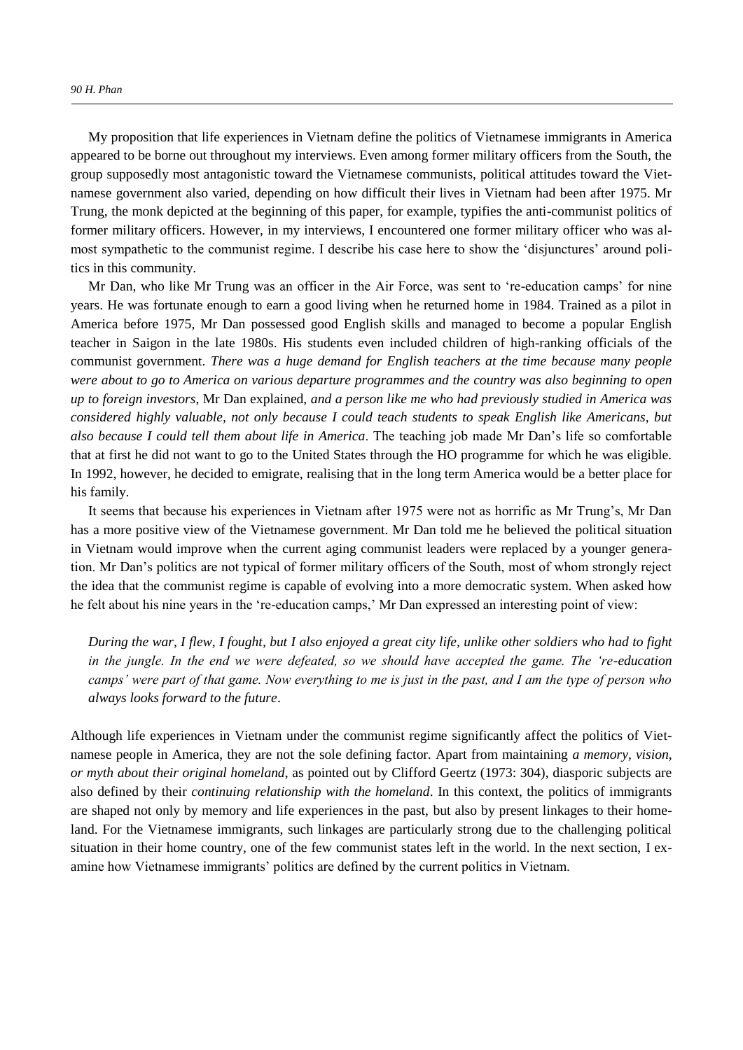My proposition that life experiences in Vietnam define the politics of Vietnamese immigrants in America appeared to be borne out throughout my interviews. Even among former military officers from the South, the group supposedly most antagonistic toward the Vietnamese communists, political attitudes toward the Vietnamese government also varied, depending on how difficult their lives in Vietnam had been after 1975. Mr Trung, the monk depicted at the beginning of this paper, for example, typifies the anti-communist politics of former military officers. However, in my interviews, I encountered one former military officer who was almost sympathetic to the communist regime. I describe his case here to show the 'disjunctures' around politics in this community.

Mr Dan, who like Mr Trung was an officer in the Air Force, was sent to 're-education camps' for nine years. He was fortunate enough to earn a good living when he returned home in 1984. Trained as a pilot in America before 1975, Mr Dan possessed good English skills and managed to become a popular English teacher in Saigon in the late 1980s. His students even included children of high-ranking officials of the communist government. *There was a huge demand for English teachers at the time because many people were about to go to America on various departure programmes and the country was also beginning to open up to foreign investors*, Mr Dan explained, *and a person like me who had previously studied in America was considered highly valuable, not only because I could teach students to speak English like Americans, but also because I could tell them about life in America*. The teaching job made Mr Dan's life so comfortable that at first he did not want to go to the United States through the HO programme for which he was eligible. In 1992, however, he decided to emigrate, realising that in the long term America would be a better place for his family.

It seems that because his experiences in Vietnam after 1975 were not as horrific as Mr Trung's, Mr Dan has a more positive view of the Vietnamese government. Mr Dan told me he believed the political situation in Vietnam would improve when the current aging communist leaders were replaced by a younger generation. Mr Dan's politics are not typical of former military officers of the South, most of whom strongly reject the idea that the communist regime is capable of evolving into a more democratic system. When asked how he felt about his nine years in the 're-education camps,' Mr Dan expressed an interesting point of view:

> *During the war, I flew, I fought, but I also enjoyed a great city life, unlike other soldiers who had to fight in the jungle. In the end we were defeated, so we should have accepted the game. The 're-education camps' were part of that game. Now everything to me is just in the past, and I am the type of person who always looks forward to the future*.

Although life experiences in Vietnam under the communist regime significantly affect the politics of Vietnamese people in America, they are not the sole defining factor. Apart from maintaining *a memory, vision, or myth about their original homeland*, as pointed out by Clifford Geertz (1973: 304), diasporic subjects are also defined by their *continuing relationship with the homeland*. In this context, the politics of immigrants are shaped not only by memory and life experiences in the past, but also by present linkages to their homeland. For the Vietnamese immigrants, such linkages are particularly strong due to the challenging political situation in their home country, one of the few communist states left in the world. In the next section, I examine how Vietnamese immigrants' politics are defined by the current politics in Vietnam.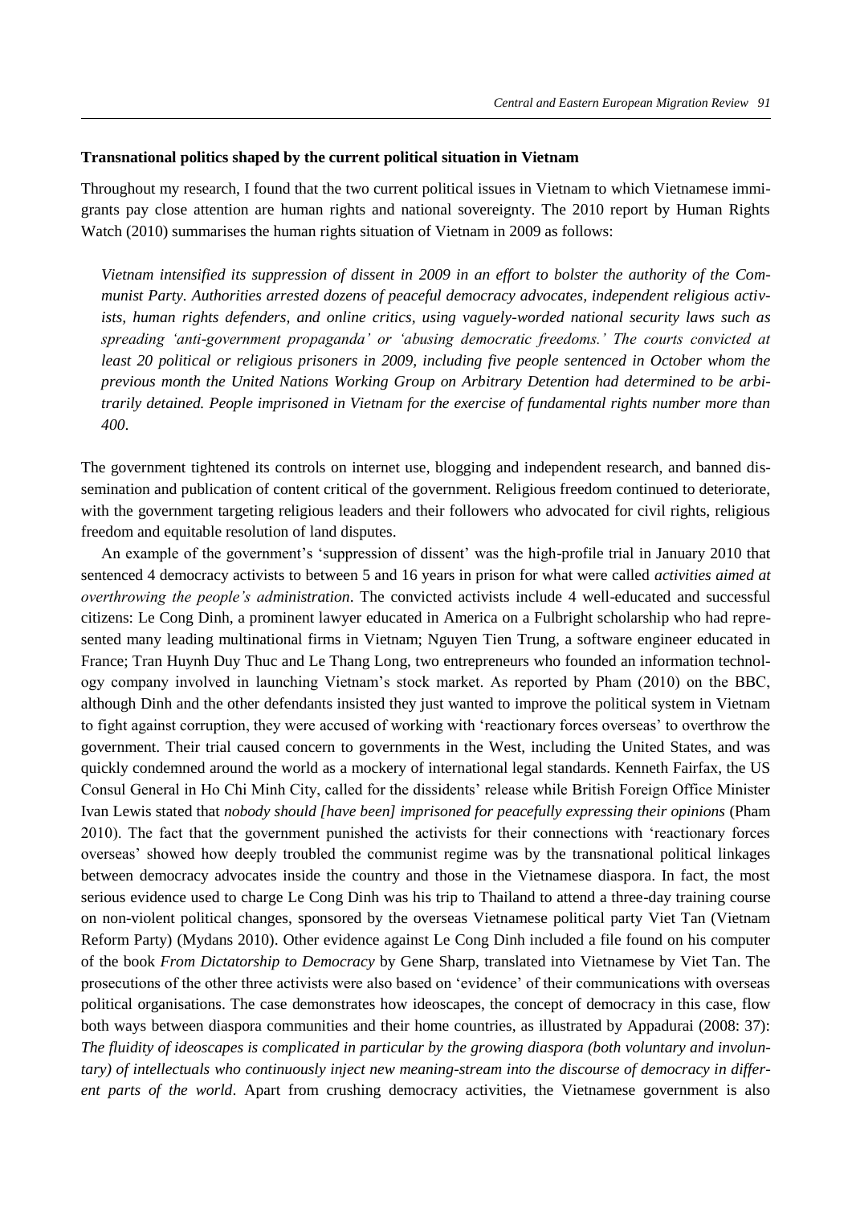**Transnational politics shaped by the current political situation in Vietnam**

Throughout my research, I found that the two current political issues in Vietnam to which Vietnamese immigrants pay close attention are human rights and national sovereignty. The 2010 report by Human Rights Watch (2010) summarises the human rights situation of Vietnam in 2009 as follows:

> *Vietnam intensified its suppression of dissent in 2009 in an effort to bolster the authority of the Communist Party. Authorities arrested dozens of peaceful democracy advocates, independent religious activists, human rights defenders, and online critics, using vaguely-worded national security laws such as spreading 'anti-government propaganda' or 'abusing democratic freedoms.' The courts convicted at least 20 political or religious prisoners in 2009, including five people sentenced in October whom the previous month the United Nations Working Group on Arbitrary Detention had determined to be arbitrarily detained. People imprisoned in Vietnam for the exercise of fundamental rights number more than 400.*

The government tightened its controls on internet use, blogging and independent research, and banned dissemination and publication of content critical of the government. Religious freedom continued to deteriorate, with the government targeting religious leaders and their followers who advocated for civil rights, religious freedom and equitable resolution of land disputes.

An example of the government's 'suppression of dissent' was the high-profile trial in January 2010 that sentenced 4 democracy activists to between 5 and 16 years in prison for what were called *activities aimed at overthrowing the people's administration*. The convicted activists include 4 well-educated and successful citizens: Le Cong Dinh, a prominent lawyer educated in America on a Fulbright scholarship who had represented many leading multinational firms in Vietnam; Nguyen Tien Trung, a software engineer educated in France; Tran Huynh Duy Thuc and Le Thang Long, two entrepreneurs who founded an information technology company involved in launching Vietnam's stock market. As reported by Pham (2010) on the BBC, although Dinh and the other defendants insisted they just wanted to improve the political system in Vietnam to fight against corruption, they were accused of working with 'reactionary forces overseas' to overthrow the government. Their trial caused concern to governments in the West, including the United States, and was quickly condemned around the world as a mockery of international legal standards. Kenneth Fairfax, the US Consul General in Ho Chi Minh City, called for the dissidents' release while British Foreign Office Minister Ivan Lewis stated that *nobody should [have been] imprisoned for peacefully expressing their opinions* (Pham 2010). The fact that the government punished the activists for their connections with 'reactionary forces overseas' showed how deeply troubled the communist regime was by the transnational political linkages between democracy advocates inside the country and those in the Vietnamese diaspora. In fact, the most serious evidence used to charge Le Cong Dinh was his trip to Thailand to attend a three-day training course on non-violent political changes, sponsored by the overseas Vietnamese political party Viet Tan (Vietnam Reform Party) (Mydans 2010). Other evidence against Le Cong Dinh included a file found on his computer of the book *From Dictatorship to Democracy* by Gene Sharp, translated into Vietnamese by Viet Tan. The prosecutions of the other three activists were also based on 'evidence' of their communications with overseas political organisations. The case demonstrates how ideoscapes, the concept of democracy in this case, flow both ways between diaspora communities and their home countries, as illustrated by Appadurai (2008: 37): *The fluidity of ideoscapes is complicated in particular by the growing diaspora (both voluntary and involuntary) of intellectuals who continuously inject new meaning-stream into the discourse of democracy in different parts of the world*. Apart from crushing democracy activities, the Vietnamese government is also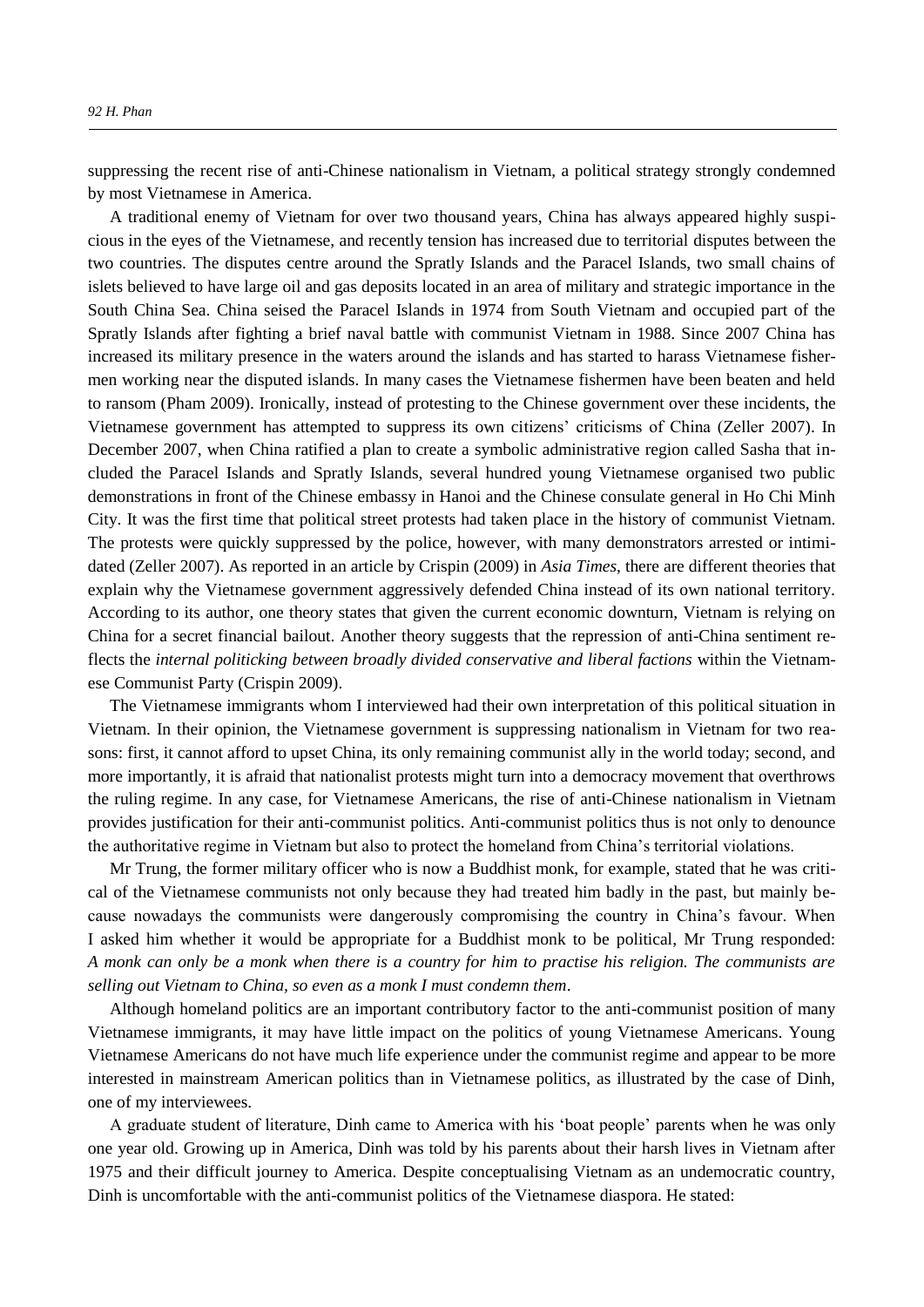suppressing the recent rise of anti-Chinese nationalism in Vietnam, a political strategy strongly condemned by most Vietnamese in America.

A traditional enemy of Vietnam for over two thousand years, China has always appeared highly suspicious in the eyes of the Vietnamese, and recently tension has increased due to territorial disputes between the two countries. The disputes centre around the Spratly Islands and the Paracel Islands, two small chains of islets believed to have large oil and gas deposits located in an area of military and strategic importance in the South China Sea. China seized the Paracel Islands in 1974 from South Vietnam and occupied part of the Spratly Islands after fighting a brief naval battle with communist Vietnam in 1988. Since 2007 China has increased its military presence in the waters around the islands and has started to harass Vietnamese fishermen working near the disputed islands. In many cases the Vietnamese fishermen have been beaten and held to ransom (Pham 2009). Ironically, instead of protesting to the Chinese government over these incidents, the Vietnamese government has attempted to suppress its own citizens' criticisms of China (Zeller 2007). In December 2007, when China ratified a plan to create a symbolic administrative region called Sasha that included the Paracel Islands and Spratly Islands, several hundred young Vietnamese organised two public demonstrations in front of the Chinese embassy in Hanoi and the Chinese consulate general in Ho Chi Minh City. It was the first time that political street protests had taken place in the history of communist Vietnam. The protests were quickly suppressed by the police, however, with many demonstrators arrested or intimidated (Zeller 2007). As reported in an article by Crispin (2009) in *Asia Times*, there are different theories that explain why the Vietnamese government aggressively defended China instead of its own national territory. According to its author, one theory states that given the current economic downturn, Vietnam is relying on China for a secret financial bailout. Another theory suggests that the repression of anti-China sentiment reflects the *internal politicking between broadly divided conservative and liberal factions* within the Vietnamese Communist Party (Crispin 2009).

The Vietnamese immigrants whom I interviewed had their own interpretation of this political situation in Vietnam. In their opinion, the Vietnamese government is suppressing nationalism in Vietnam for two reasons: first, it cannot afford to upset China, its only remaining communist ally in the world today; second, and more importantly, it is afraid that nationalist protests might turn into a democracy movement that overthrows the ruling regime. In any case, for Vietnamese Americans, the rise of anti-Chinese nationalism in Vietnam provides justification for their anti-communist politics. Anti-communist politics thus is not only to denounce the authoritative regime in Vietnam but also to protect the homeland from China's territorial violations.

Mr Trung, the former military officer who is now a Buddhist monk, for example, stated that he was critical of the Vietnamese communists not only because they had treated him badly in the past, but mainly because nowadays the communists were dangerously compromising the country in China's favour. When I asked him whether it would be appropriate for a Buddhist monk to be political, Mr Trung responded: *A monk can only be a monk when there is a country for him to practise his religion. The communists are selling out Vietnam to China, so even as a monk I must condemn them*.

Although homeland politics are an important contributory factor to the anti-communist position of many Vietnamese immigrants, it may have little impact on the politics of young Vietnamese Americans. Young Vietnamese Americans do not have much life experience under the communist regime and appear to be more interested in mainstream American politics than in Vietnamese politics, as illustrated by the case of Dinh, one of my interviewees.

A graduate student of literature, Dinh came to America with his 'boat people' parents when he was only one year old. Growing up in America, Dinh was told by his parents about their harsh lives in Vietnam after 1975 and their difficult journey to America. Despite conceptualising Vietnam as an undemocratic country, Dinh is uncomfortable with the anti-communist politics of the Vietnamese diaspora. He stated: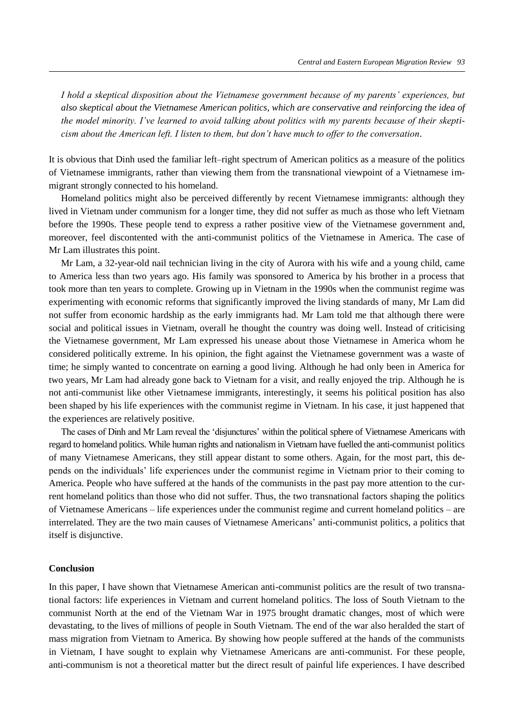*I hold a skeptical disposition about the Vietnamese government because of my parents' experiences, but also skeptical about the Vietnamese American politics, which are conservative and reinforcing the idea of the model minority. I've learned to avoid talking about politics with my parents because of their skepticism about the American left. I listen to them, but don't have much to offer to the conversation*.

It is obvious that Dinh used the familiar left–right spectrum of American politics as a measure of the politics of Vietnamese immigrants, rather than viewing them from the transnational viewpoint of a Vietnamese immigrant strongly connected to his homeland.

Homeland politics might also be perceived differently by recent Vietnamese immigrants: although they lived in Vietnam under communism for a longer time, they did not suffer as much as those who left Vietnam before the 1990s. These people tend to express a rather positive view of the Vietnamese government and, moreover, feel discontented with the anti-communist politics of the Vietnamese in America. The case of Mr Lam illustrates this point.

Mr Lam, a 32-year-old nail technician living in the city of Aurora with his wife and a young child, came to America less than two years ago. His family was sponsored to America by his brother in a process that took more than ten years to complete. Growing up in Vietnam in the 1990s when the communist regime was experimenting with economic reforms that significantly improved the living standards of many, Mr Lam did not suffer from economic hardship as the early immigrants had. Mr Lam told me that although there were social and political issues in Vietnam, overall he thought the country was doing well. Instead of criticising the Vietnamese government, Mr Lam expressed his unease about those Vietnamese in America whom he considered politically extreme. In his opinion, the fight against the Vietnamese government was a waste of time; he simply wanted to concentrate on earning a good living. Although he had only been in America for two years, Mr Lam had already gone back to Vietnam for a visit, and really enjoyed the trip. Although he is not anti-communist like other Vietnamese immigrants, interestingly, it seems his political position has also been shaped by his life experiences with the communist regime in Vietnam. In his case, it just happened that the experiences are relatively positive.

The cases of Dinh and Mr Lam reveal the 'disjunctures' within the political sphere of Vietnamese Americans with regard to homeland politics. While human rights and nationalism in Vietnam have fuelled the anti-communist politics of many Vietnamese Americans, they still appear distant to some others. Again, for the most part, this depends on the individuals' life experiences under the communist regime in Vietnam prior to their coming to America. People who have suffered at the hands of the communists in the past pay more attention to the current homeland politics than those who did not suffer. Thus, the two transnational factors shaping the politics of Vietnamese Americans – life experiences under the communist regime and current homeland politics – are interrelated. They are the two main causes of Vietnamese Americans' anti-communist politics, a politics that itself is disjunctive.

## Conclusion

In this paper, I have shown that Vietnamese American anti-communist politics are the result of two transnational factors: life experiences in Vietnam and current homeland politics. The loss of South Vietnam to the communist North at the end of the Vietnam War in 1975 brought dramatic changes, most of which were devastating, to the lives of millions of people in South Vietnam. The end of the war also heralded the start of mass migration from Vietnam to America. By showing how people suffered at the hands of the communists in Vietnam, I have sought to explain why Vietnamese Americans are anti-communist. For these people, anti-communism is not a theoretical matter but the direct result of painful life experiences. I have described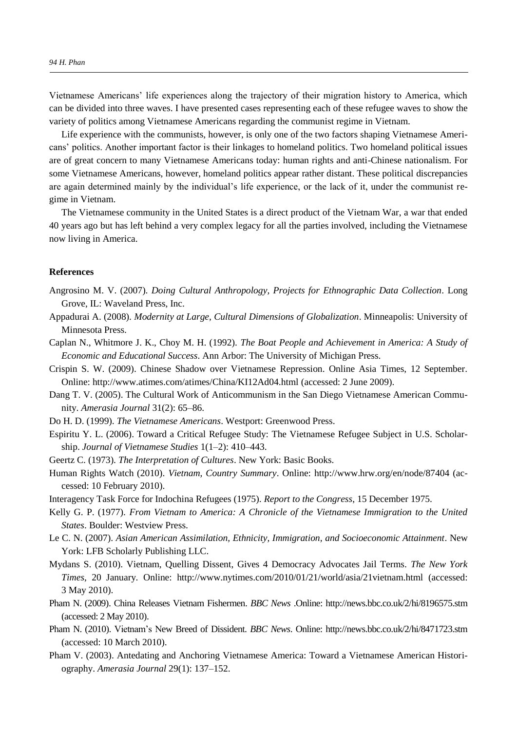Vietnamese Americans' life experiences along the trajectory of their migration history to America, which can be divided into three waves. I have presented cases representing each of these refugee waves to show the variety of politics among Vietnamese Americans regarding the communist regime in Vietnam.

Life experience with the communists, however, is only one of the two factors shaping Vietnamese Americans' politics. Another important factor is their linkages to homeland politics. Two homeland political issues are of great concern to many Vietnamese Americans today: human rights and anti-Chinese nationalism. For some Vietnamese Americans, however, homeland politics appear rather distant. These political discrepancies are again determined mainly by the individual's life experience, or the lack of it, under the communist regime in Vietnam.

The Vietnamese community in the United States is a direct product of the Vietnam War, a war that ended 40 years ago but has left behind a very complex legacy for all the parties involved, including the Vietnamese now living in America.

## References

Angrosino M. V. (2007). *Doing Cultural Anthropology, Projects for Ethnographic Data Collection*. Long Grove, IL: Waveland Press, Inc.

Appadurai A. (2008). *Modernity at Large, Cultural Dimensions of Globalization*. Minneapolis: University of Minnesota Press.

Caplan N., Whitmore J. K., Choy M. H. (1992). *The Boat People and Achievement in America: A Study of Economic and Educational Success*. Ann Arbor: The University of Michigan Press.

Crispin S. W. (2009). Chinese Shadow over Vietnamese Repression. Online Asia Times, 12 September. Online: http://www.atimes.com/atimes/China/KI12Ad04.html (accessed: 2 June 2009).

Dang T. V. (2005). The Cultural Work of Anticommunism in the San Diego Vietnamese American Community. *Amerasia Journal* 31(2): 65–86.

Do H. D. (1999). *The Vietnamese Americans*. Westport: Greenwood Press.

Espiritu Y. L. (2006). Toward a Critical Refugee Study: The Vietnamese Refugee Subject in U.S. Scholarship. *Journal of Vietnamese Studies* 1(1–2): 410–443.

Geertz C. (1973). *The Interpretation of Cultures*. New York: Basic Books.

Human Rights Watch (2010). *Vietnam, Country Summary*. Online: http://www.hrw.org/en/node/87404 (accessed: 10 February 2010).

Interagency Task Force for Indochina Refugees (1975). *Report to the Congress*, 15 December 1975.

Kelly G. P. (1977). *From Vietnam to America: A Chronicle of the Vietnamese Immigration to the United States*. Boulder: Westview Press.

Le C. N. (2007). *Asian American Assimilation, Ethnicity, Immigration, and Socioeconomic Attainment*. New York: LFB Scholarly Publishing LLC.

Mydans S. (2010). Vietnam, Quelling Dissent, Gives 4 Democracy Advocates Jail Terms. *The New York Times*, 20 January. Online: http://www.nytimes.com/2010/01/21/world/asia/21vietnam.html (accessed: 3 May 2010).

Pham N. (2009). China Releases Vietnam Fishermen. *BBC News* .Online: http://news.bbc.co.uk/2/hi/8196575.stm (accessed: 2 May 2010).

Pham N. (2010). Vietnam's New Breed of Dissident. *BBC News*. Online: http://news.bbc.co.uk/2/hi/8471723.stm (accessed: 10 March 2010).

Pham V. (2003). Antedating and Anchoring Vietnamese America: Toward a Vietnamese American Historiography. *Amerasia Journal* 29(1): 137–152.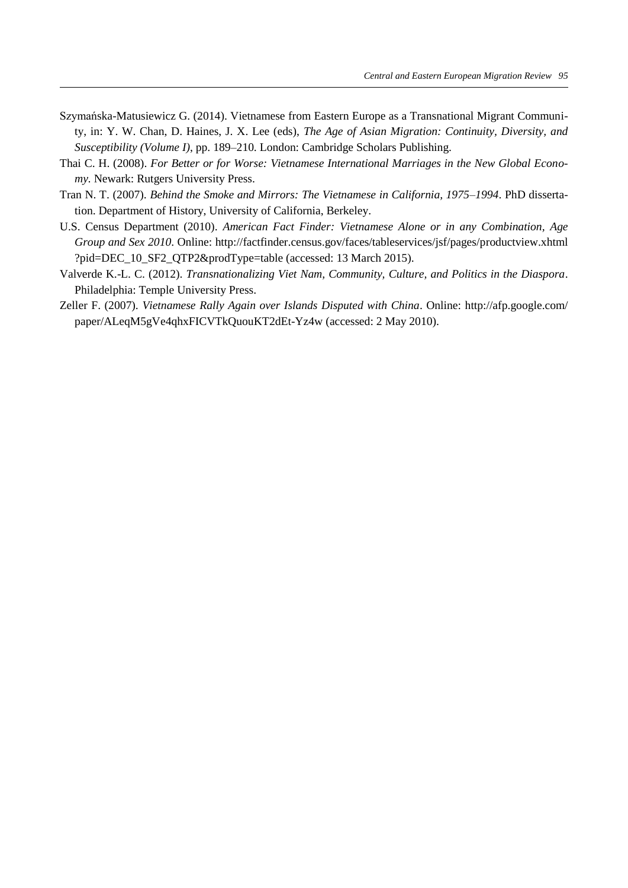Szymańska-Matusiewicz G. (2014). Vietnamese from Eastern Europe as a Transnational Migrant Community, in: Y. W. Chan, D. Haines, J. X. Lee (eds), *The Age of Asian Migration: Continuity, Diversity, and Susceptibility (Volume I)*, pp. 189–210. London: Cambridge Scholars Publishing.

Thai C. H. (2008). *For Better or for Worse: Vietnamese International Marriages in the New Global Economy*. Newark: Rutgers University Press.

Tran N. T. (2007). *Behind the Smoke and Mirrors: The Vietnamese in California, 1975–1994*. PhD dissertation. Department of History, University of California, Berkeley.

U.S. Census Department (2010). *American Fact Finder: Vietnamese Alone or in any Combination, Age Group and Sex 2010*. Online: http://factfinder.census.gov/faces/tableservices/jsf/pages/productview.xhtml?pid=DEC_10_SF2_QTP2&prodType=table (accessed: 13 March 2015).

Valverde K.-L. C. (2012). *Transnationalizing Viet Nam, Community, Culture, and Politics in the Diaspora*. Philadelphia: Temple University Press.

Zeller F. (2007). *Vietnamese Rally Again over Islands Disputed with China*. Online: http://afp.google.com/paper/ALeqM5gVe4qhxFICVTkQuouKT2dEt-Yz4w (accessed: 2 May 2010).